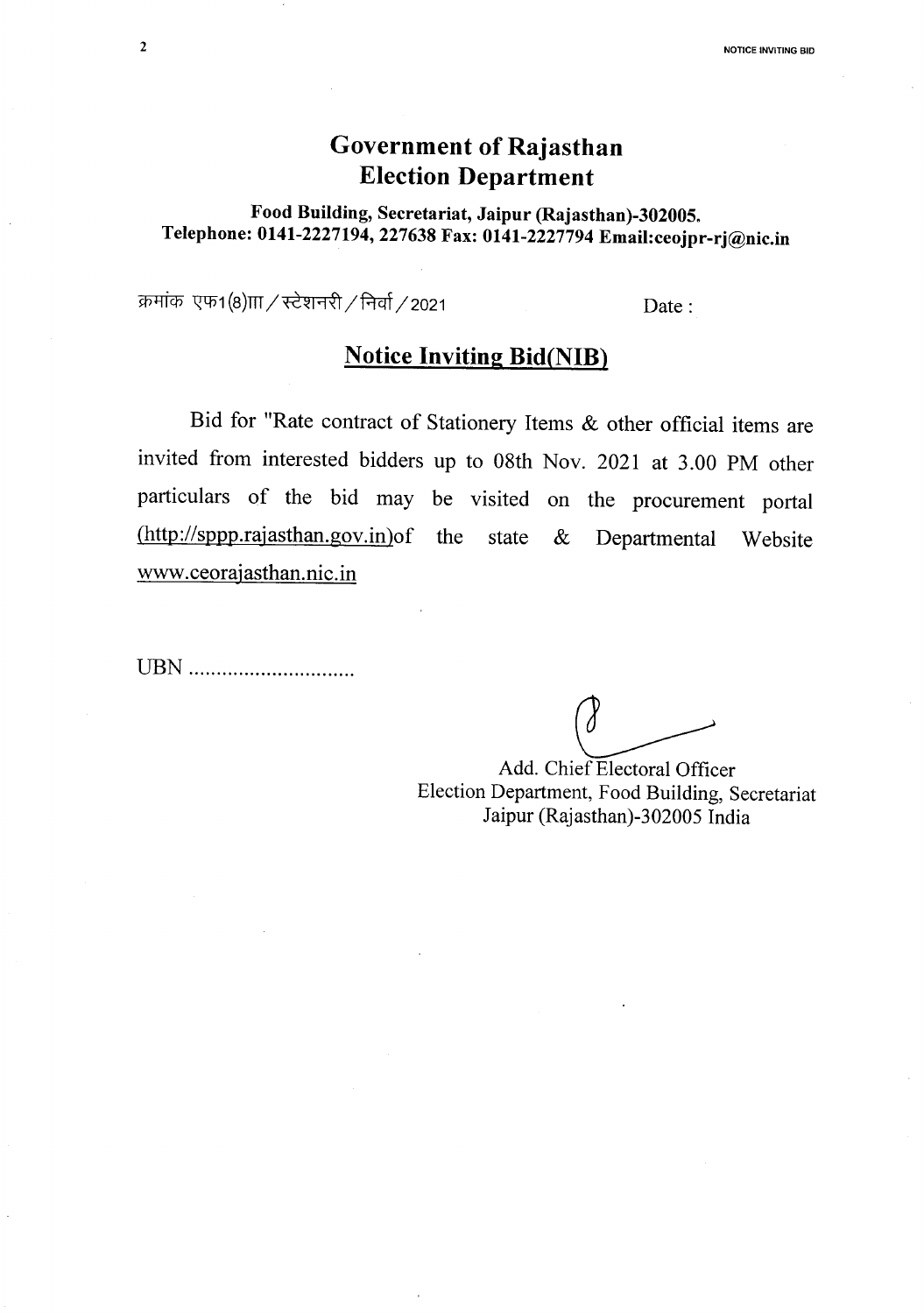# Government of Rajasthan
# Election Department

**Food Building, Secretariat, Jaipur (Rajasthan)-302005.**
**Telephone: 0141-2227194, 227638 Fax: 0141-2227794 Email:ceojpr-rj@nic.in**

क्रमांक एफ1(8)III/स्टेशनरी/निर्वा/2021 Date :

## Notice Inviting Bid(NIB)

Bid for "Rate contract of Stationery Items & other official items are invited from interested bidders up to 08th Nov. 2021 at 3.00 PM other particulars of the bid may be visited on the procurement portal (http://sppp.rajasthan.gov.in)of the state & Departmental Website www.ceorajasthan.nic.in

UBN ..............................

Add. Chief Electoral Officer
Election Department, Food Building, Secretariat
Jaipur (Rajasthan)-302005 India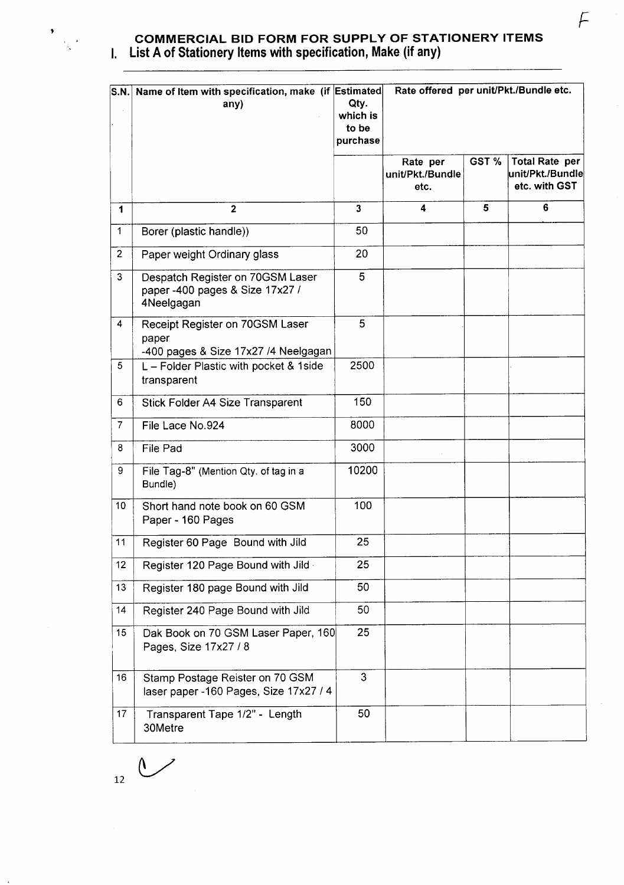## COMMERCIAL BID FORM FOR SUPPLY OF STATIONERY ITEMS

### I. List A of Stationery Items with specification, Make (if any)

| S.N. | Name of Item with specification, make (if any) | Estimated Qty. which is to be purchase | Rate offered per unit/Pkt./Bundle etc. | | |
|---|---|---|---|---|---|
| | | | Rate per unit/Pkt./Bundle etc. | GST % | Total Rate per unit/Pkt./Bundle etc. with GST |
| 1 | 2 | 3 | 4 | 5 | 6 |
| 1 | Borer (plastic handle)) | 50 | | | |
| 2 | Paper weight Ordinary glass | 20 | | | |
| 3 | Despatch Register on 70GSM Laser paper -400 pages & Size 17x27 / 4Neelgagan | 5 | | | |
| 4 | Receipt Register on 70GSM Laser paper -400 pages & Size 17x27 /4 Neelgagan | 5 | | | |
| 5 | L – Folder Plastic with pocket & 1side transparent | 2500 | | | |
| 6 | Stick Folder A4 Size Transparent | 150 | | | |
| 7 | File Lace No.924 | 8000 | | | |
| 8 | File Pad | 3000 | | | |
| 9 | File Tag-8" (Mention Qty. of tag in a Bundle) | 10200 | | | |
| 10 | Short hand note book on 60 GSM Paper - 160 Pages | 100 | | | |
| 11 | Register 60 Page Bound with Jild | 25 | | | |
| 12 | Register 120 Page Bound with Jild | 25 | | | |
| 13 | Register 180 page Bound with Jild | 50 | | | |
| 14 | Register 240 Page Bound with Jild | 50 | | | |
| 15 | Dak Book on 70 GSM Laser Paper, 160 Pages, Size 17x27 / 8 | 25 | | | |
| 16 | Stamp Postage Reister on 70 GSM laser paper -160 Pages, Size 17x27 / 4 | 3 | | | |
| 17 | Transparent Tape 1/2" - Length 30Metre | 50 | | | |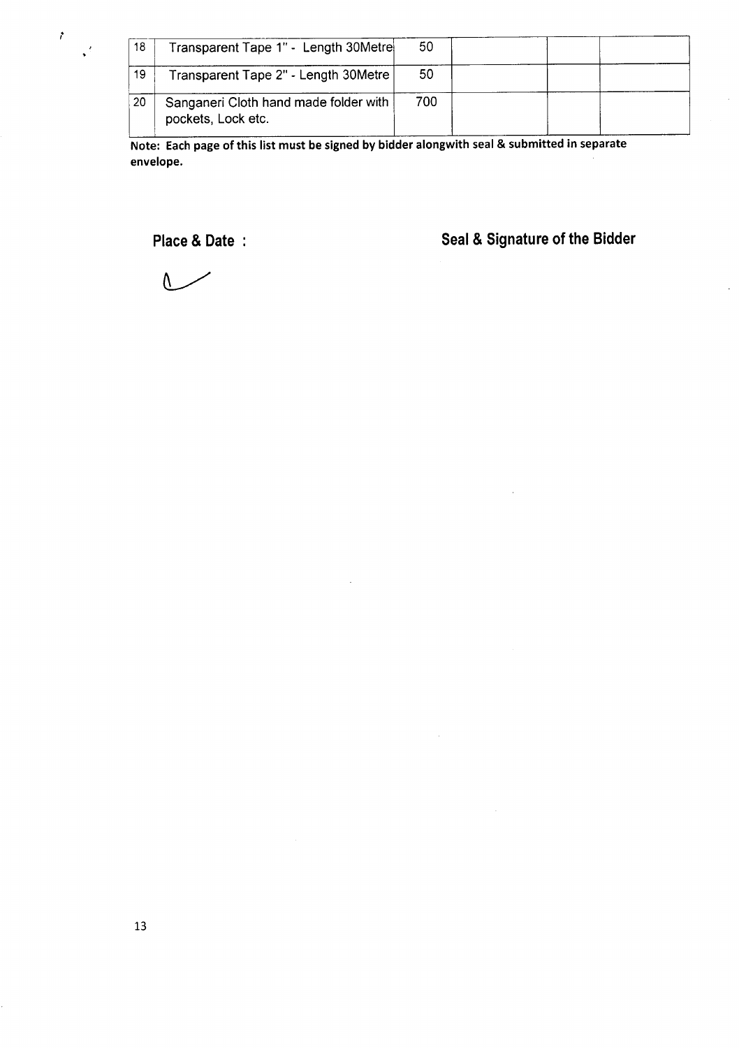| 18 | Transparent Tape 1" - Length 30Metre | 50 | | | |
|---|---|---|---|---|---|
| 19 | Transparent Tape 2" - Length 30Metre | 50 | | | |
| 20 | Sanganeri Cloth hand made folder with pockets, Lock etc. | 700 | | | |

**Note: Each page of this list must be signed by bidder alongwith seal & submitted in separate envelope.**

**Place & Date :** **Seal & Signature of the Bidder**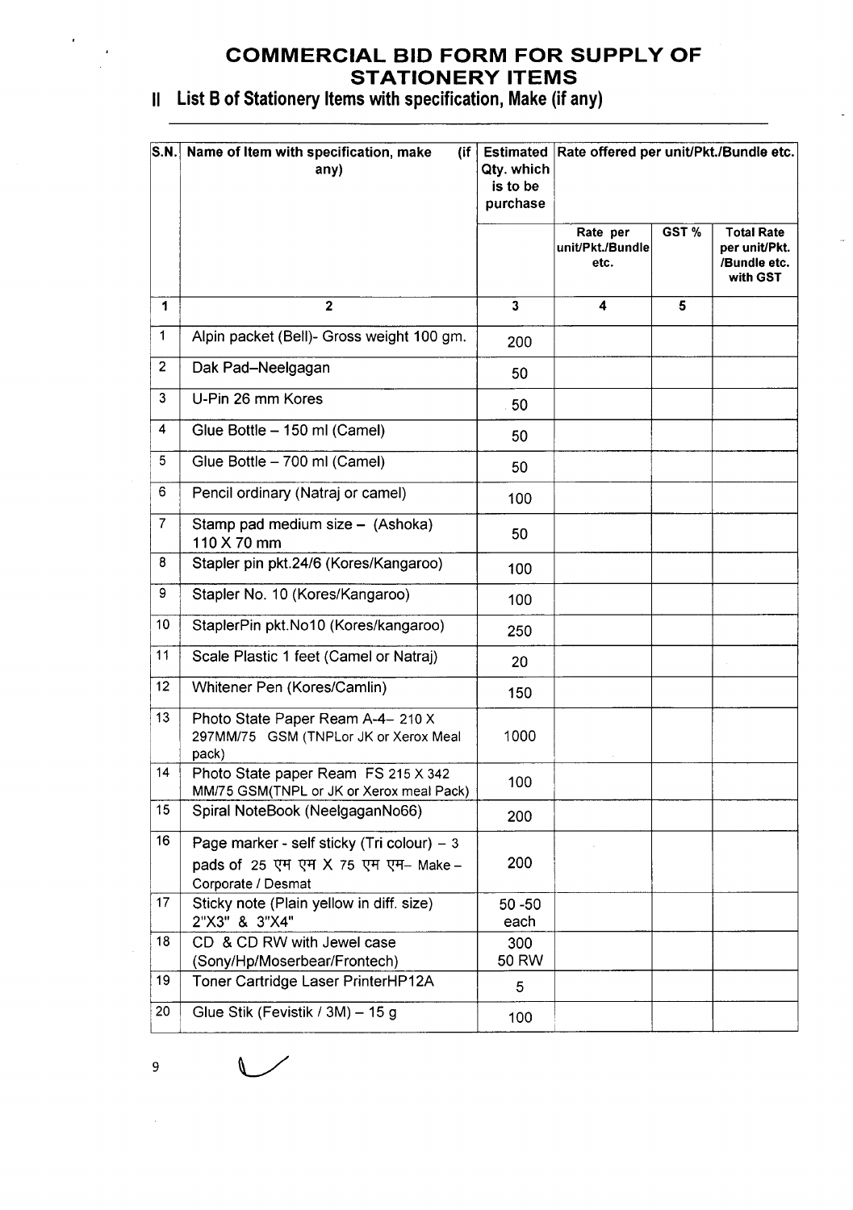# COMMERCIAL BID FORM FOR SUPPLY OF STATIONERY ITEMS

## II List B of Stationery Items with specification, Make (if any)

| S.N. | Name of Item with specification, make (if any) | Estimated Qty. which is to be purchase | Rate offered per unit/Pkt./Bundle etc. | | |
|---|---|---|---|---|---|
| | | | Rate per unit/Pkt./Bundle etc. | GST % | Total Rate per unit/Pkt. /Bundle etc. with GST |
| 1 | 2 | 3 | 4 | 5 | |
| 1 | Alpin packet (Bell)- Gross weight 100 gm. | 200 | | | |
| 2 | Dak Pad–Neelgagan | 50 | | | |
| 3 | U-Pin 26 mm Kores | 50 | | | |
| 4 | Glue Bottle – 150 ml (Camel) | 50 | | | |
| 5 | Glue Bottle – 700 ml (Camel) | 50 | | | |
| 6 | Pencil ordinary (Natraj or camel) | 100 | | | |
| 7 | Stamp pad medium size – (Ashoka) 110 X 70 mm | 50 | | | |
| 8 | Stapler pin pkt.24/6 (Kores/Kangaroo) | 100 | | | |
| 9 | Stapler No. 10 (Kores/Kangaroo) | 100 | | | |
| 10 | StaplerPin pkt.No10 (Kores/kangaroo) | 250 | | | |
| 11 | Scale Plastic 1 feet (Camel or Natraj) | 20 | | | |
| 12 | Whitener Pen (Kores/Camlin) | 150 | | | |
| 13 | Photo State Paper Ream A-4– 210 X 297MM/75 GSM (TNPLor JK or Xerox Meal pack) | 1000 | | | |
| 14 | Photo State paper Ream FS 215 X 342 MM/75 GSM(TNPL or JK or Xerox meal Pack) | 100 | | | |
| 15 | Spiral NoteBook (NeelgaganNo66) | 200 | | | |
| 16 | Page marker - self sticky (Tri colour) – 3 pads of 25 एम एम X 75 एम एम– Make – Corporate / Desmat | 200 | | | |
| 17 | Sticky note (Plain yellow in diff. size) 2"X3" & 3"X4" | 50 -50 each | | | |
| 18 | CD & CD RW with Jewel case (Sony/Hp/Moserbear/Frontech) | 300 50 RW | | | |
| 19 | Toner Cartridge Laser PrinterHP12A | 5 | | | |
| 20 | Glue Stik (Fevistik / 3M) – 15 g | 100 | | | |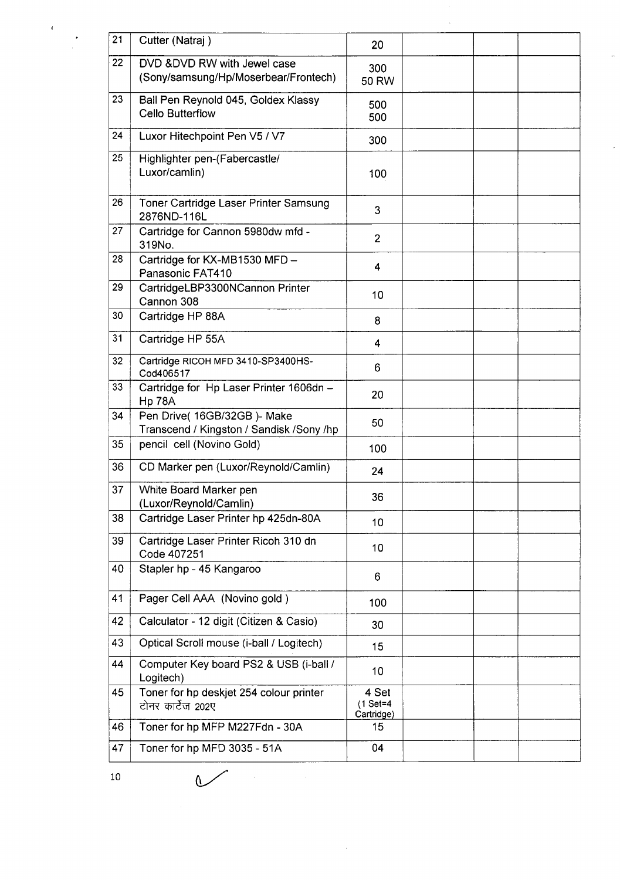| 21 | Cutter (Natraj ) | 20 | | | |
|---|---|---|---|---|---|
| 22 | DVD &DVD RW with Jewel case (Sony/samsung/Hp/Moserbear/Frontech) | 300<br>50 RW | | | |
| 23 | Ball Pen Reynold 045, Goldex Klassy Cello Butterflow | 500<br>500 | | | |
| 24 | Luxor Hitechpoint Pen V5 / V7 | 300 | | | |
| 25 | Highlighter pen-(Fabercastle/ Luxor/camlin) | 100 | | | |
| 26 | Toner Cartridge Laser Printer Samsung 2876ND-116L | 3 | | | |
| 27 | Cartridge for Cannon 5980dw mfd - 319No. | 2 | | | |
| 28 | Cartridge for KX-MB1530 MFD – Panasonic FAT410 | 4 | | | |
| 29 | CartridgeLBP3300NCannon Printer Cannon 308 | 10 | | | |
| 30 | Cartridge HP 88A | 8 | | | |
| 31 | Cartridge HP 55A | 4 | | | |
| 32 | Cartridge RICOH MFD 3410-SP3400HS-Cod406517 | 6 | | | |
| 33 | Cartridge for Hp Laser Printer 1606dn – Hp 78A | 20 | | | |
| 34 | Pen Drive( 16GB/32GB )- Make Transcend / Kingston / Sandisk /Sony /hp | 50 | | | |
| 35 | pencil cell (Novino Gold) | 100 | | | |
| 36 | CD Marker pen (Luxor/Reynold/Camlin) | 24 | | | |
| 37 | White Board Marker pen (Luxor/Reynold/Camlin) | 36 | | | |
| 38 | Cartridge Laser Printer hp 425dn-80A | 10 | | | |
| 39 | Cartridge Laser Printer Ricoh 310 dn Code 407251 | 10 | | | |
| 40 | Stapler hp - 45 Kangaroo | 6 | | | |
| 41 | Pager Cell AAA (Novino gold ) | 100 | | | |
| 42 | Calculator - 12 digit (Citizen & Casio) | 30 | | | |
| 43 | Optical Scroll mouse (i-ball / Logitech) | 15 | | | |
| 44 | Computer Key board PS2 & USB (i-ball / Logitech) | 10 | | | |
| 45 | Toner for hp deskjet 254 colour printer टोनर कार्टेज 202ए | 4 Set<br>(1 Set=4 Cartridge) | | | |
| 46 | Toner for hp MFP M227Fdn - 30A | 15 | | | |
| 47 | Toner for hp MFD 3035 - 51A | 04 | | | |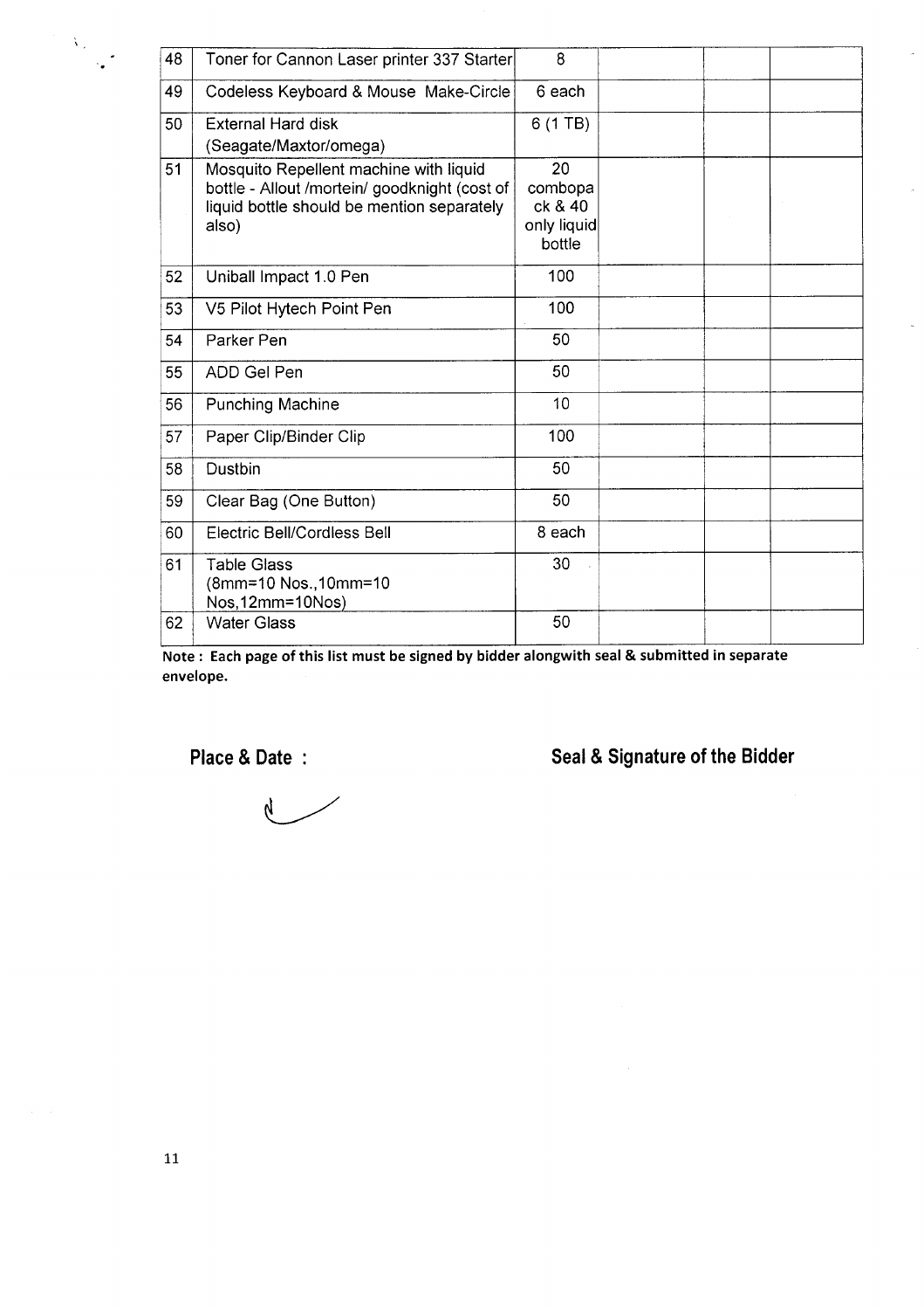| 48 | Toner for Cannon Laser printer 337 Starter | 8 | | | |
|---|---|---|---|---|---|
| 49 | Codeless Keyboard & Mouse Make-Circle | 6 each | | | |
| 50 | External Hard disk (Seagate/Maxtor/omega) | 6 (1 TB) | | | |
| 51 | Mosquito Repellent machine with liquid bottle - Allout /mortein/ goodknight (cost of liquid bottle should be mention separately also) | 20 combopack & 40 only liquid bottle | | | |
| 52 | Uniball Impact 1.0 Pen | 100 | | | |
| 53 | V5 Pilot Hytech Point Pen | 100 | | | |
| 54 | Parker Pen | 50 | | | |
| 55 | ADD Gel Pen | 50 | | | |
| 56 | Punching Machine | 10 | | | |
| 57 | Paper Clip/Binder Clip | 100 | | | |
| 58 | Dustbin | 50 | | | |
| 59 | Clear Bag (One Button) | 50 | | | |
| 60 | Electric Bell/Cordless Bell | 8 each | | | |
| 61 | Table Glass (8mm=10 Nos.,10mm=10 Nos,12mm=10Nos) | 30 | | | |
| 62 | Water Glass | 50 | | | |

**Note : Each page of this list must be signed by bidder alongwith seal & submitted in separate envelope.**

**Place & Date :** **Seal & Signature of the Bidder**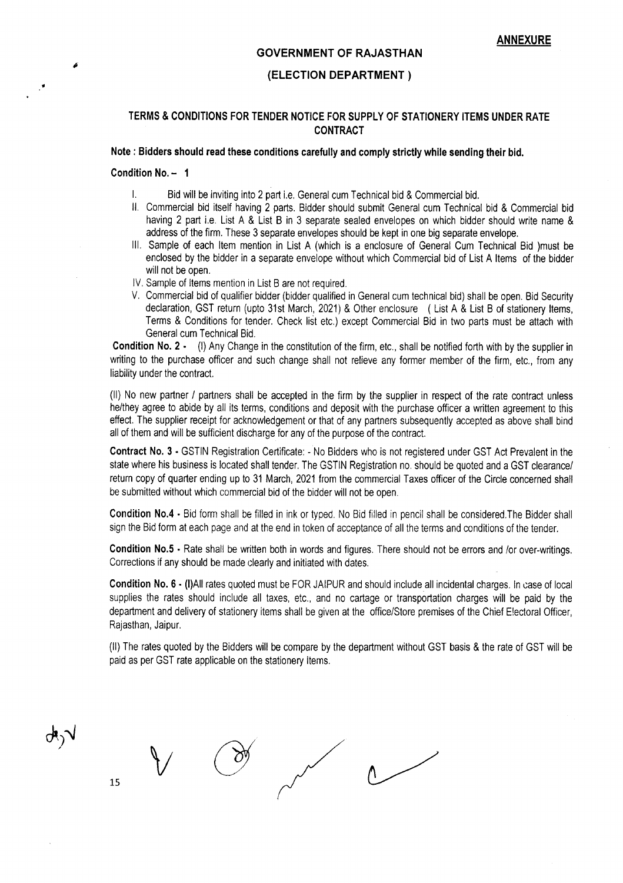**ANNEXURE**

## GOVERNMENT OF RAJASTHAN

## (ELECTION DEPARTMENT )

### TERMS & CONDITIONS FOR TENDER NOTICE FOR SUPPLY OF STATIONERY ITEMS UNDER RATE CONTRACT

**Note : Bidders should read these conditions carefully and comply strictly while sending their bid.**

**Condition No. – 1**

I. Bid will be inviting into 2 part i.e. General cum Technical bid & Commercial bid.

II. Commercial bid itself having 2 parts. Bidder should submit General cum Technical bid & Commercial bid having 2 part i.e. List A & List B in 3 separate sealed envelopes on which bidder should write name & address of the firm. These 3 separate envelopes should be kept in one big separate envelope.

III. Sample of each Item mention in List A (which is a enclosure of General Cum Technical Bid )must be enclosed by the bidder in a separate envelope without which Commercial bid of List A Items of the bidder will not be open.

IV. Sample of Items mention in List B are not required.

V. Commercial bid of qualifier bidder (bidder qualified in General cum technical bid) shall be open. Bid Security declaration, GST return (upto 31st March, 2021) & Other enclosure ( List A & List B of stationery Items, Terms & Conditions for tender. Check list etc.) except Commercial Bid in two parts must be attach with General cum Technical Bid.

**Condition No. 2 -** (I) Any Change in the constitution of the firm, etc., shall be notified forth with by the supplier in writing to the purchase officer and such change shall not relieve any former member of the firm, etc., from any liability under the contract.

(II) No new partner / partners shall be accepted in the firm by the supplier in respect of the rate contract unless he/they agree to abide by all its terms, conditions and deposit with the purchase officer a written agreement to this effect. The supplier receipt for acknowledgement or that of any partners subsequently accepted as above shall bind all of them and will be sufficient discharge for any of the purpose of the contract.

**Contract No. 3 -** GSTIN Registration Certificate: - No Bidders who is not registered under GST Act Prevalent in the state where his business is located shall tender. The GSTIN Registration no. should be quoted and a GST clearance/ return copy of quarter ending up to 31 March, 2021 from the commercial Taxes officer of the Circle concerned shall be submitted without which commercial bid of the bidder will not be open.

**Condition No.4 -** Bid form shall be filled in ink or typed. No Bid filled in pencil shall be considered.The Bidder shall sign the Bid form at each page and at the end in token of acceptance of all the terms and conditions of the tender.

**Condition No.5 -** Rate shall be written both in words and figures. There should not be errors and /or over-writings. Corrections if any should be made clearly and initiated with dates.

**Condition No. 6 - (I)**All rates quoted must be FOR JAIPUR and should include all incidental charges. In case of local supplies the rates should include all taxes, etc., and no cartage or transportation charges will be paid by the department and delivery of stationery items shall be given at the office/Store premises of the Chief Electoral Officer, Rajasthan, Jaipur.

(II) The rates quoted by the Bidders will be compare by the department without GST basis & the rate of GST will be paid as per GST rate applicable on the stationery Items.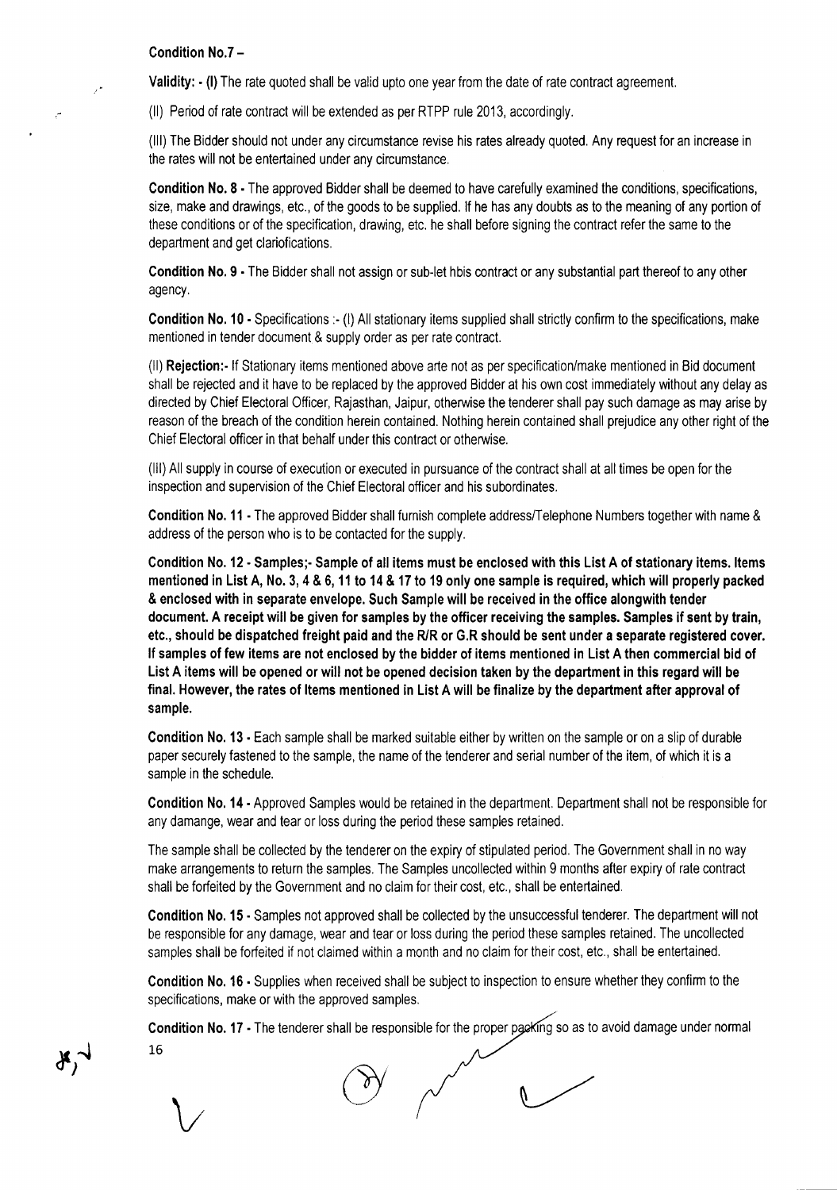**Condition No.7 –**

**Validity: - (I)** The rate quoted shall be valid upto one year from the date of rate contract agreement.

(II) Period of rate contract will be extended as per RTPP rule 2013, accordingly.

(III) The Bidder should not under any circumstance revise his rates already quoted. Any request for an increase in the rates will not be entertained under any circumstance.

**Condition No. 8 -** The approved Bidder shall be deemed to have carefully examined the conditions, specifications, size, make and drawings, etc., of the goods to be supplied. If he has any doubts as to the meaning of any portion of these conditions or of the specification, drawing, etc. he shall before signing the contract refer the same to the department and get clariofications.

**Condition No. 9 -** The Bidder shall not assign or sub-let hbis contract or any substantial part thereof to any other agency.

**Condition No. 10 -** Specifications :- (I) All stationary items supplied shall strictly confirm to the specifications, make mentioned in tender document & supply order as per rate contract.

(II) **Rejection:-** If Stationary items mentioned above arte not as per specification/make mentioned in Bid document shall be rejected and it have to be replaced by the approved Bidder at his own cost immediately without any delay as directed by Chief Electoral Officer, Rajasthan, Jaipur, otherwise the tenderer shall pay such damage as may arise by reason of the breach of the condition herein contained. Nothing herein contained shall prejudice any other right of the Chief Electoral officer in that behalf under this contract or otherwise.

(III) All supply in course of execution or executed in pursuance of the contract shall at all times be open for the inspection and supervision of the Chief Electoral officer and his subordinates.

**Condition No. 11 -** The approved Bidder shall furnish complete address/Telephone Numbers together with name & address of the person who is to be contacted for the supply.

**Condition No. 12 - Samples;- Sample of all items must be enclosed with this List A of stationary items. Items mentioned in List A, No. 3, 4 & 6, 11 to 14 & 17 to 19 only one sample is required, which will properly packed & enclosed with in separate envelope. Such Sample will be received in the office alongwith tender document. A receipt will be given for samples by the officer receiving the samples. Samples if sent by train, etc., should be dispatched freight paid and the R/R or G.R should be sent under a separate registered cover. If samples of few items are not enclosed by the bidder of items mentioned in List A then commercial bid of List A items will be opened or will not be opened decision taken by the department in this regard will be final. However, the rates of Items mentioned in List A will be finalize by the department after approval of sample.**

**Condition No. 13 -** Each sample shall be marked suitable either by written on the sample or on a slip of durable paper securely fastened to the sample, the name of the tenderer and serial number of the item, of which it is a sample in the schedule.

**Condition No. 14 -** Approved Samples would be retained in the department. Department shall not be responsible for any damange, wear and tear or loss during the period these samples retained.

The sample shall be collected by the tenderer on the expiry of stipulated period. The Government shall in no way make arrangements to return the samples. The Samples uncollected within 9 months after expiry of rate contract shall be forfeited by the Government and no claim for their cost, etc., shall be entertained.

**Condition No. 15 -** Samples not approved shall be collected by the unsuccessful tenderer. The department will not be responsible for any damage, wear and tear or loss during the period these samples retained. The uncollected samples shall be forfeited if not claimed within a month and no claim for their cost, etc., shall be entertained.

**Condition No. 16 -** Supplies when received shall be subject to inspection to ensure whether they confirm to the specifications, make or with the approved samples.

**Condition No. 17 -** The tenderer shall be responsible for the proper packing so as to avoid damage under normal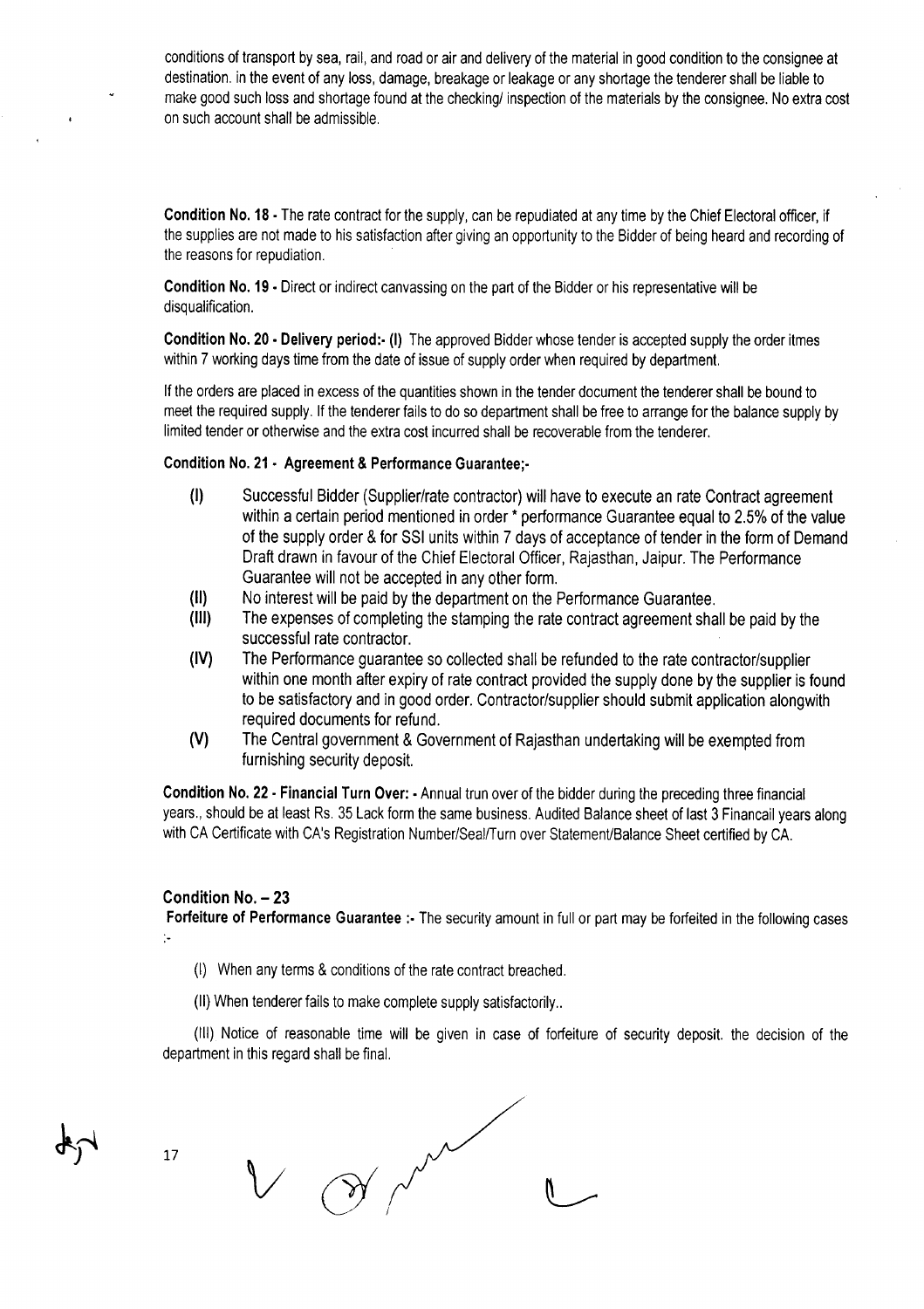conditions of transport by sea, rail, and road or air and delivery of the material in good condition to the consignee at destination. in the event of any loss, damage, breakage or leakage or any shortage the tenderer shall be liable to make good such loss and shortage found at the checking/ inspection of the materials by the consignee. No extra cost on such account shall be admissible.

**Condition No. 18** - The rate contract for the supply, can be repudiated at any time by the Chief Electoral officer, if the supplies are not made to his satisfaction after giving an opportunity to the Bidder of being heard and recording of the reasons for repudiation.

**Condition No. 19** - Direct or indirect canvassing on the part of the Bidder or his representative will be disqualification.

**Condition No. 20 - Delivery period:- (I)** The approved Bidder whose tender is accepted supply the order itmes within 7 working days time from the date of issue of supply order when required by department.

If the orders are placed in excess of the quantities shown in the tender document the tenderer shall be bound to meet the required supply. If the tenderer fails to do so department shall be free to arrange for the balance supply by limited tender or otherwise and the extra cost incurred shall be recoverable from the tenderer.

**Condition No. 21 - Agreement & Performance Guarantee;-**

- **(I)** Successful Bidder (Supplier/rate contractor) will have to execute an rate Contract agreement within a certain period mentioned in order * performance Guarantee equal to 2.5% of the value of the supply order & for SSI units within 7 days of acceptance of tender in the form of Demand Draft drawn in favour of the Chief Electoral Officer, Rajasthan, Jaipur. The Performance Guarantee will not be accepted in any other form.
- **(II)** No interest will be paid by the department on the Performance Guarantee.
- **(III)** The expenses of completing the stamping the rate contract agreement shall be paid by the successful rate contractor.
- **(IV)** The Performance guarantee so collected shall be refunded to the rate contractor/supplier within one month after expiry of rate contract provided the supply done by the supplier is found to be satisfactory and in good order. Contractor/supplier should submit application alongwith required documents for refund.
- **(V)** The Central government & Government of Rajasthan undertaking will be exempted from furnishing security deposit.

**Condition No. 22 - Financial Turn Over: -** Annual trun over of the bidder during the preceding three financial years., should be at least Rs. 35 Lack form the same business. Audited Balance sheet of last 3 Financail years along with CA Certificate with CA's Registration Number/Seal/Turn over Statement/Balance Sheet certified by CA.

**Condition No. – 23**

**Forfeiture of Performance Guarantee :-** The security amount in full or part may be forfeited in the following cases :-

(I) When any terms & conditions of the rate contract breached.

(II) When tenderer fails to make complete supply satisfactorily..

(III) Notice of reasonable time will be given in case of forfeiture of security deposit. the decision of the department in this regard shall be final.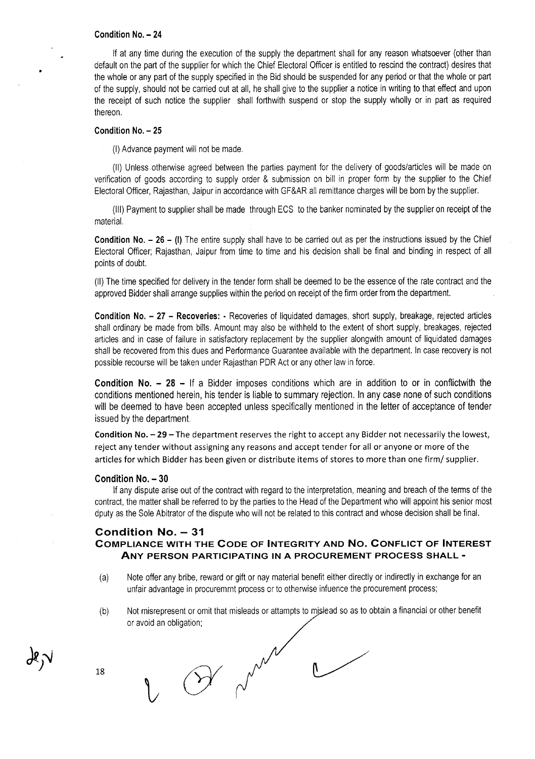**Condition No. – 24**

If at any time during the execution of the supply the department shall for any reason whatsoever (other than default on the part of the supplier for which the Chief Electoral Officer is entitled to rescind the contract) desires that the whole or any part of the supply specified in the Bid should be suspended for any period or that the whole or part of the supply, should not be carried out at all, he shall give to the supplier a notice in writing to that effect and upon the receipt of such notice the supplier shall forthwith suspend or stop the supply wholly or in part as required thereon.

**Condition No. – 25**

(I) Advance payment will not be made.

(II) Unless otherwise agreed between the parties payment for the delivery of goods/articles will be made on verification of goods according to supply order & submission on bill in proper form by the supplier to the Chief Electoral Officer, Rajasthan, Jaipur in accordance with GF&AR all remittance charges will be born by the supplier.

(III) Payment to supplier shall be made through ECS to the banker nominated by the supplier on receipt of the material.

**Condition No. – 26 – (I)** The entire supply shall have to be carried out as per the instructions issued by the Chief Electoral Officer; Rajasthan, Jaipur from time to time and his decision shall be final and binding in respect of all points of doubt.

(II) The time specified for delivery in the tender form shall be deemed to be the essence of the rate contract and the approved Bidder shall arrange supplies within the period on receipt of the firm order from the department.

**Condition No. – 27 – Recoveries: -** Recoveries of liquidated damages, short supply, breakage, rejected articles shall ordinary be made from bills. Amount may also be withheld to the extent of short supply, breakages, rejected articles and in case of failure in satisfactory replacement by the supplier alongwith amount of liquidated damages shall be recovered from this dues and Performance Guarantee available with the department. In case recovery is not possible recourse will be taken under Rajasthan PDR Act or any other law in force.

**Condition No. – 28 –** If a Bidder imposes conditions which are in addition to or in conflictwith the conditions mentioned herein, his tender is liable to summary rejection. In any case none of such conditions will be deemed to have been accepted unless specifically mentioned in the letter of acceptance of tender issued by the department.

**Condition No. – 29 –** The department reserves the right to accept any Bidder not necessarily the lowest, reject any tender without assigning any reasons and accept tender for all or anyone or more of the articles for which Bidder has been given or distribute items of stores to more than one firm/ supplier.

**Condition No. – 30**

If any dispute arise out of the contract with regard to the interpretation, meaning and breach of the terms of the contract, the matter shall be referred to by the parties to the Head of the Department who will appoint his senior most dputy as the Sole Abitrator of the dispute who will not be related to this contract and whose decision shall be final.

## Condition No. – 31

### COMPLIANCE WITH THE CODE OF INTEGRITY AND NO. CONFLICT OF INTEREST ANY PERSON PARTICIPATING IN A PROCUREMENT PROCESS SHALL -

(a) Note offer any bribe, reward or gift or nay material benefit either directly or indirectly in exchange for an unfair advantage in procuremrnt process or to otherwise infuence the procurement process;

(b) Not misrepresent or omit that misleads or attampts to mislead so as to obtain a financial or other benefit or avoid an obligation;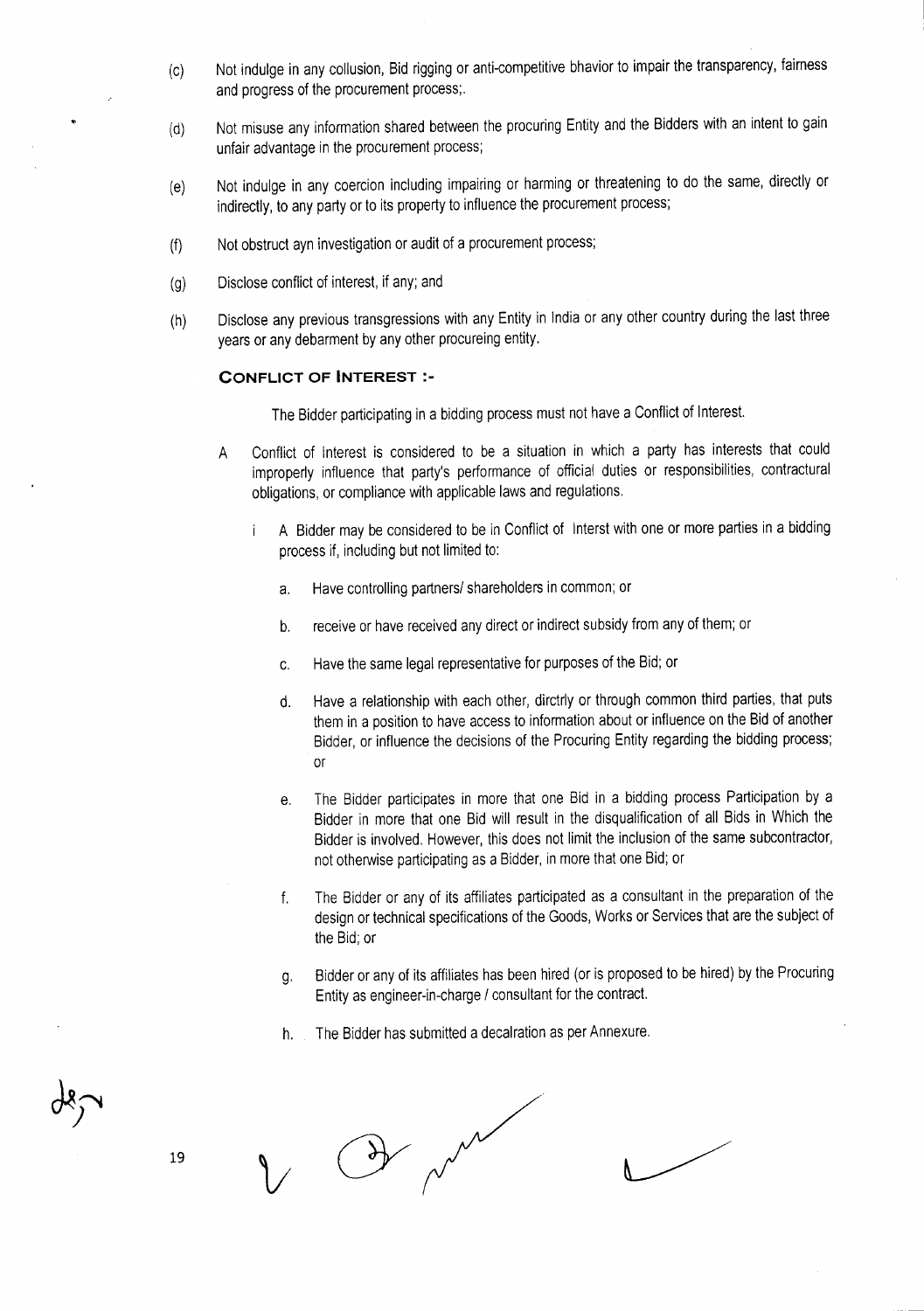(c) Not indulge in any collusion, Bid rigging or anti-competitive bhavior to impair the transparency, fairness and progress of the procurement process;.

(d) Not misuse any information shared between the procuring Entity and the Bidders with an intent to gain unfair advantage in the procurement process;

(e) Not indulge in any coercion including impairing or harming or threatening to do the same, directly or indirectly, to any party or to its property to influence the procurement process;

(f) Not obstruct ayn investigation or audit of a procurement process;

(g) Disclose conflict of interest, if any; and

(h) Disclose any previous transgressions with any Entity in India or any other country during the last three years or any debarment by any other procureing entity.

**CONFLICT OF INTEREST :-**

The Bidder participating in a bidding process must not have a Conflict of Interest.

A Conflict of Interest is considered to be a situation in which a party has interests that could improperly influence that party's performance of official duties or responsibilities, contractual obligations, or compliance with applicable laws and regulations.

i A Bidder may be considered to be in Conflict of Interst with one or more parties in a bidding process if, including but not limited to:

a. Have controlling partners/ shareholders in common; or

b. receive or have received any direct or indirect subsidy from any of them; or

c. Have the same legal representative for purposes of the Bid; or

d. Have a relationship with each other, dirctrly or through common third parties, that puts them in a position to have access to information about or influence on the Bid of another Bidder, or influence the decisions of the Procuring Entity regarding the bidding process; or

e. The Bidder participates in more that one Bid in a bidding process Participation by a Bidder in more that one Bid will result in the disqualification of all Bids in Which the Bidder is involved. However, this does not limit the inclusion of the same subcontractor, not otherwise participating as a Bidder, in more that one Bid; or

f. The Bidder or any of its affiliates participated as a consultant in the preparation of the design or technical specifications of the Goods, Works or Services that are the subject of the Bid; or

g. Bidder or any of its affiliates has been hired (or is proposed to be hired) by the Procuring Entity as engineer-in-charge / consultant for the contract.

h. The Bidder has submitted a decalration as per Annexure.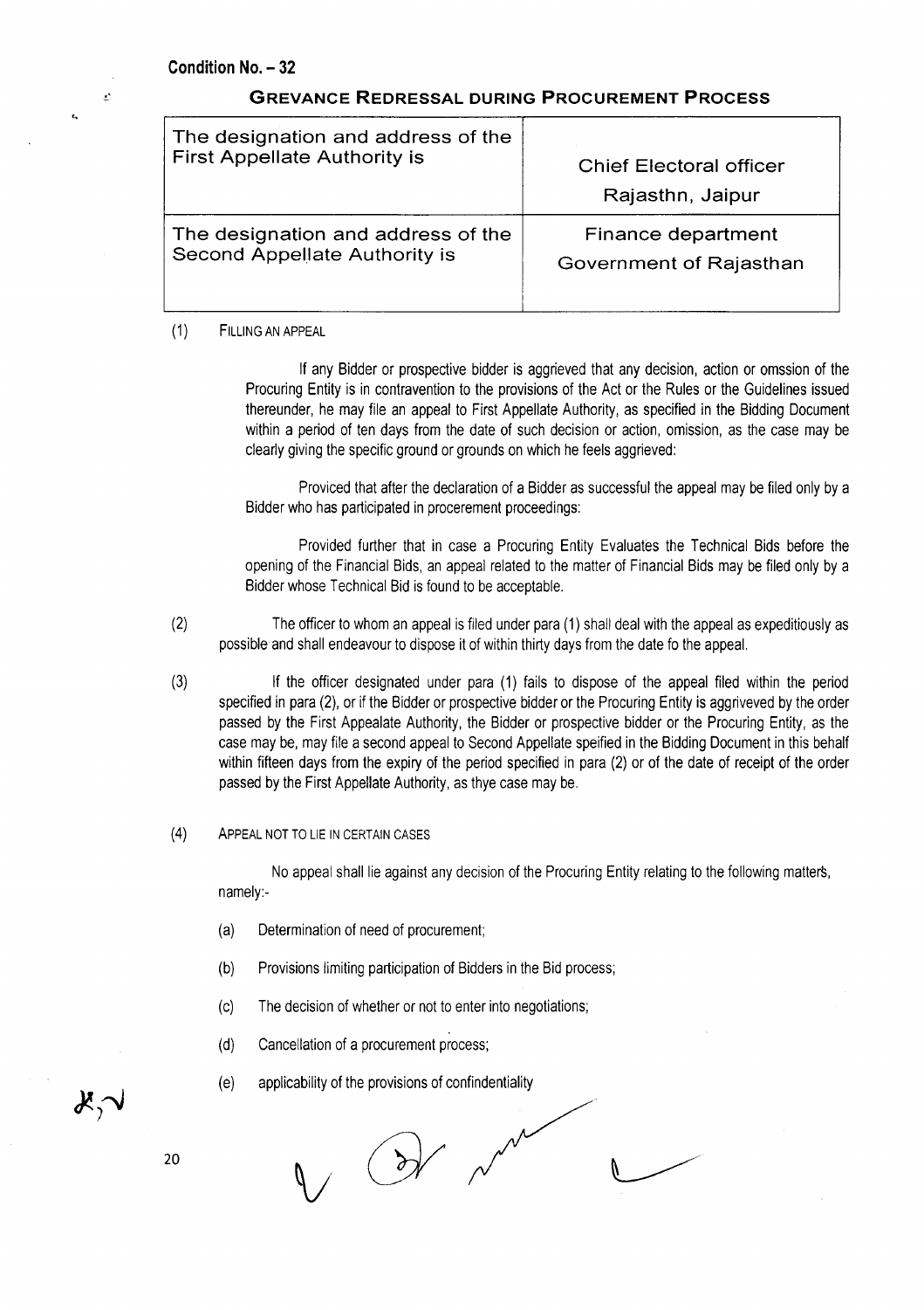**Condition No. – 32**

## GREVANCE REDRESSAL DURING PROCUREMENT PROCESS

| The designation and address of the First Appellate Authority is | Chief Electoral officer Rajasthn, Jaipur |
|---|---|
| The designation and address of the Second Appellate Authority is | Finance department Government of Rajasthan |

(1) FILLING AN APPEAL

If any Bidder or prospective bidder is aggrieved that any decision, action or omssion of the Procuring Entity is in contravention to the provisions of the Act or the Rules or the Guidelines issued thereunder, he may file an appeal to First Appellate Authority, as specified in the Bidding Document within a period of ten days from the date of such decision or action, omission, as the case may be clearly giving the specific ground or grounds on which he feels aggrieved:

Proviced that after the declaration of a Bidder as successful the appeal may be filed only by a Bidder who has participated in procerement proceedings:

Provided further that in case a Procuring Entity Evaluates the Technical Bids before the opening of the Financial Bids, an appeal related to the matter of Financial Bids may be filed only by a Bidder whose Technical Bid is found to be acceptable.

(2) The officer to whom an appeal is filed under para (1) shall deal with the appeal as expeditiously as possible and shall endeavour to dispose it of within thirty days from the date fo the appeal.

(3) If the officer designated under para (1) fails to dispose of the appeal filed within the period specified in para (2), or if the Bidder or prospective bidder or the Procuring Entity is aggriveved by the order passed by the First Appealate Authority, the Bidder or prospective bidder or the Procuring Entity, as the case may be, may file a second appeal to Second Appellate speified in the Bidding Document in this behalf within fifteen days from the expiry of the period specified in para (2) or of the date of receipt of the order passed by the First Appellate Authority, as thye case may be.

(4) APPEAL NOT TO LIE IN CERTAIN CASES

No appeal shall lie against any decision of the Procuring Entity relating to the following matters, namely:-

(a) Determination of need of procurement;

(b) Provisions limiting participation of Bidders in the Bid process;

(c) The decision of whether or not to enter into negotiations;

(d) Cancellation of a procurement process;

(e) applicability of the provisions of confindentiality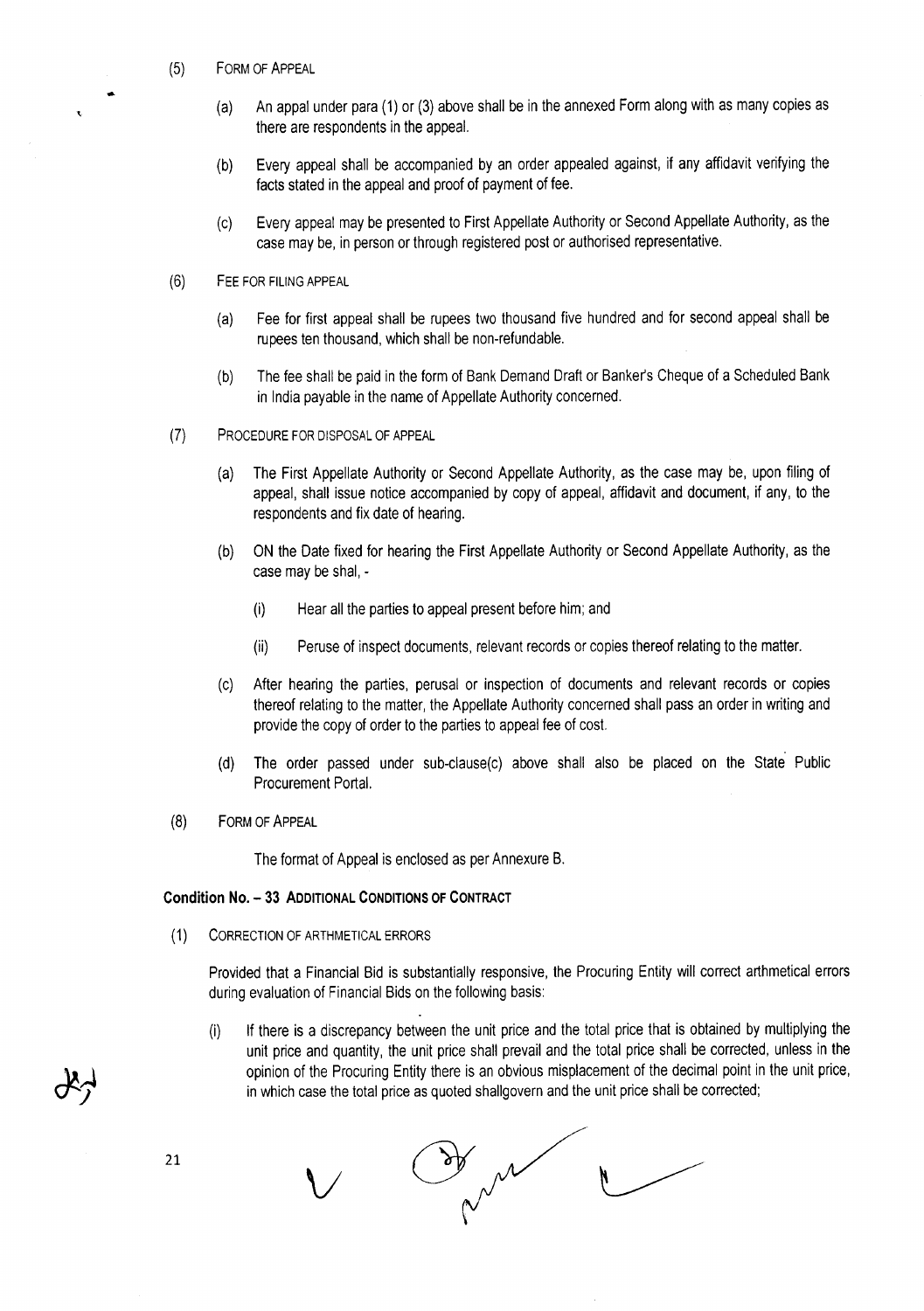(5) FORM OF APPEAL

(a) An appal under para (1) or (3) above shall be in the annexed Form along with as many copies as there are respondents in the appeal.

(b) Every appeal shall be accompanied by an order appealed against, if any affidavit verifying the facts stated in the appeal and proof of payment of fee.

(c) Every appeal may be presented to First Appellate Authority or Second Appellate Authority, as the case may be, in person or through registered post or authorised representative.

(6) FEE FOR FILING APPEAL

(a) Fee for first appeal shall be rupees two thousand five hundred and for second appeal shall be rupees ten thousand, which shall be non-refundable.

(b) The fee shall be paid in the form of Bank Demand Draft or Banker's Cheque of a Scheduled Bank in India payable in the name of Appellate Authority concerned.

(7) PROCEDURE FOR DISPOSAL OF APPEAL

(a) The First Appellate Authority or Second Appellate Authority, as the case may be, upon filing of appeal, shall issue notice accompanied by copy of appeal, affidavit and document, if any, to the respondents and fix date of hearing.

(b) ON the Date fixed for hearing the First Appellate Authority or Second Appellate Authority, as the case may be shal, -

(i) Hear all the parties to appeal present before him; and

(ii) Peruse of inspect documents, relevant records or copies thereof relating to the matter.

(c) After hearing the parties, perusal or inspection of documents and relevant records or copies thereof relating to the matter, the Appellate Authority concerned shall pass an order in writing and provide the copy of order to the parties to appeal fee of cost.

(d) The order passed under sub-clause(c) above shall also be placed on the State Public Procurement Portal.

(8) FORM OF APPEAL

The format of Appeal is enclosed as per Annexure B.

**Condition No. – 33 ADDITIONAL CONDITIONS OF CONTRACT**

(1) CORRECTION OF ARTHMETICAL ERRORS

Provided that a Financial Bid is substantially responsive, the Procuring Entity will correct arthmetical errors during evaluation of Financial Bids on the following basis:

(i) If there is a discrepancy between the unit price and the total price that is obtained by multiplying the unit price and quantity, the unit price shall prevail and the total price shall be corrected, unless in the opinion of the Procuring Entity there is an obvious misplacement of the decimal point in the unit price, in which case the total price as quoted shallgovern and the unit price shall be corrected;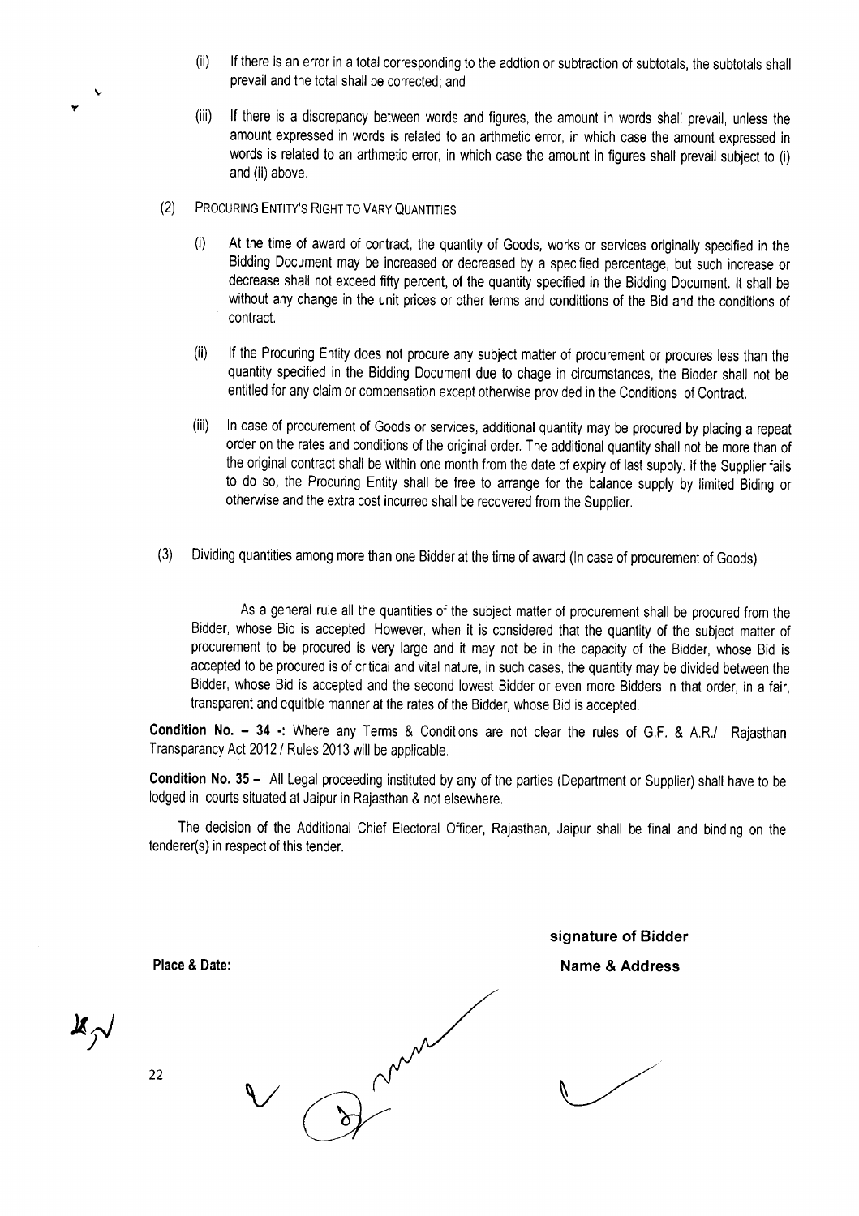(ii) If there is an error in a total corresponding to the addtion or subtraction of subtotals, the subtotals shall prevail and the total shall be corrected; and

(iii) If there is a discrepancy between words and figures, the amount in words shall prevail, unless the amount expressed in words is related to an arthmetic error, in which case the amount expressed in words is related to an arthmetic error, in which case the amount in figures shall prevail subject to (i) and (ii) above.

(2) PROCURING ENTITY'S RIGHT TO VARY QUANTITIES

(i) At the time of award of contract, the quantity of Goods, works or services originally specified in the Bidding Document may be increased or decreased by a specified percentage, but such increase or decrease shall not exceed fifty percent, of the quantity specified in the Bidding Document. It shall be without any change in the unit prices or other terms and condittions of the Bid and the conditions of contract.

(ii) If the Procuring Entity does not procure any subject matter of procurement or procures less than the quantity specified in the Bidding Document due to chage in circumstances, the Bidder shall not be entitled for any claim or compensation except otherwise provided in the Conditions of Contract.

(iii) In case of procurement of Goods or services, additional quantity may be procured by placing a repeat order on the rates and conditions of the original order. The additional quantity shall not be more than of the original contract shall be within one month from the date of expiry of last supply. If the Supplier fails to do so, the Procuring Entity shall be free to arrange for the balance supply by limited Biding or otherwise and the extra cost incurred shall be recovered from the Supplier.

(3) Dividing quantities among more than one Bidder at the time of award (In case of procurement of Goods)

As a general rule all the quantities of the subject matter of procurement shall be procured from the Bidder, whose Bid is accepted. However, when it is considered that the quantity of the subject matter of procurement to be procured is very large and it may not be in the capacity of the Bidder, whose Bid is accepted to be procured is of critical and vital nature, in such cases, the quantity may be divided between the Bidder, whose Bid is accepted and the second lowest Bidder or even more Bidders in that order, in a fair, transparent and equitble manner at the rates of the Bidder, whose Bid is accepted.

**Condition No. – 34 -:** Where any Terms & Conditions are not clear the rules of G.F. & A.R./ Rajasthan Transparancy Act 2012 / Rules 2013 will be applicable.

**Condition No. 35 –** All Legal proceeding instituted by any of the parties (Department or Supplier) shall have to be lodged in courts situated at Jaipur in Rajasthan & not elsewhere.

The decision of the Additional Chief Electoral Officer, Rajasthan, Jaipur shall be final and binding on the tenderer(s) in respect of this tender.

**signature of Bidder**

**Place & Date:** **Name & Address**